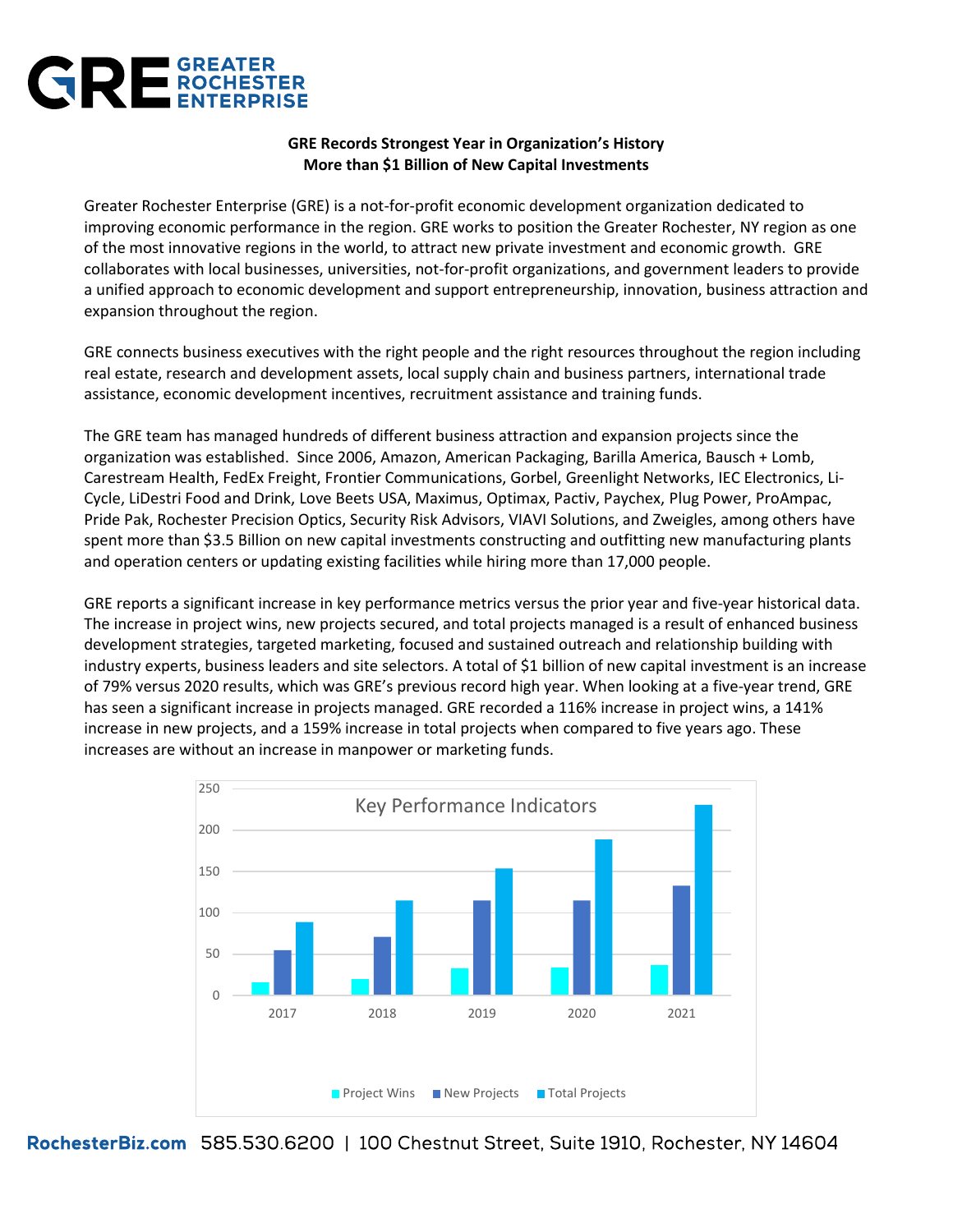# GRE Records Strongest Year in Organization's History
## More than $1 Billion of New Capital Investments

Greater Rochester Enterprise (GRE) is a not-for-profit economic development organization dedicated to improving economic performance in the region. GRE works to position the Greater Rochester, NY region as one of the most innovative regions in the world, to attract new private investment and economic growth. GRE collaborates with local businesses, universities, not-for-profit organizations, and government leaders to provide a unified approach to economic development and support entrepreneurship, innovation, business attraction and expansion throughout the region.

GRE connects business executives with the right people and the right resources throughout the region including real estate, research and development assets, local supply chain and business partners, international trade assistance, economic development incentives, recruitment assistance and training funds.

The GRE team has managed hundreds of different business attraction and expansion projects since the organization was established. Since 2006, Amazon, American Packaging, Barilla America, Bausch + Lomb, Carestream Health, FedEx Freight, Frontier Communications, Gorbel, Greenlight Networks, IEC Electronics, Li-Cycle, LiDestri Food and Drink, Love Beets USA, Maximus, Optimax, Pactiv, Paychex, Plug Power, ProAmpac, Pride Pak, Rochester Precision Optics, Security Risk Advisors, VIAVI Solutions, and Zweigles, among others have spent more than $3.5 Billion on new capital investments constructing and outfitting new manufacturing plants and operation centers or updating existing facilities while hiring more than 17,000 people.

GRE reports a significant increase in key performance metrics versus the prior year and five-year historical data. The increase in project wins, new projects secured, and total projects managed is a result of enhanced business development strategies, targeted marketing, focused and sustained outreach and relationship building with industry experts, business leaders and site selectors. A total of $1 billion of new capital investment is an increase of 79% versus 2020 results, which was GRE's previous record high year. When looking at a five-year trend, GRE has seen a significant increase in projects managed. GRE recorded a 116% increase in project wins, a 141% increase in new projects, and a 159% increase in total projects when compared to five years ago. These increases are without an increase in manpower or marketing funds.

**Key Performance Indicators**

| Year | Project Wins | New Projects | Total Projects |
|---|---|---|---|
| 2017 | ~16 | ~55 | ~89 |
| 2018 | ~20 | ~71 | ~115 |
| 2019 | ~33 | ~115 | ~154 |
| 2020 | ~34 | ~115 | ~189 |
| 2021 | ~37 | ~133 | ~231 |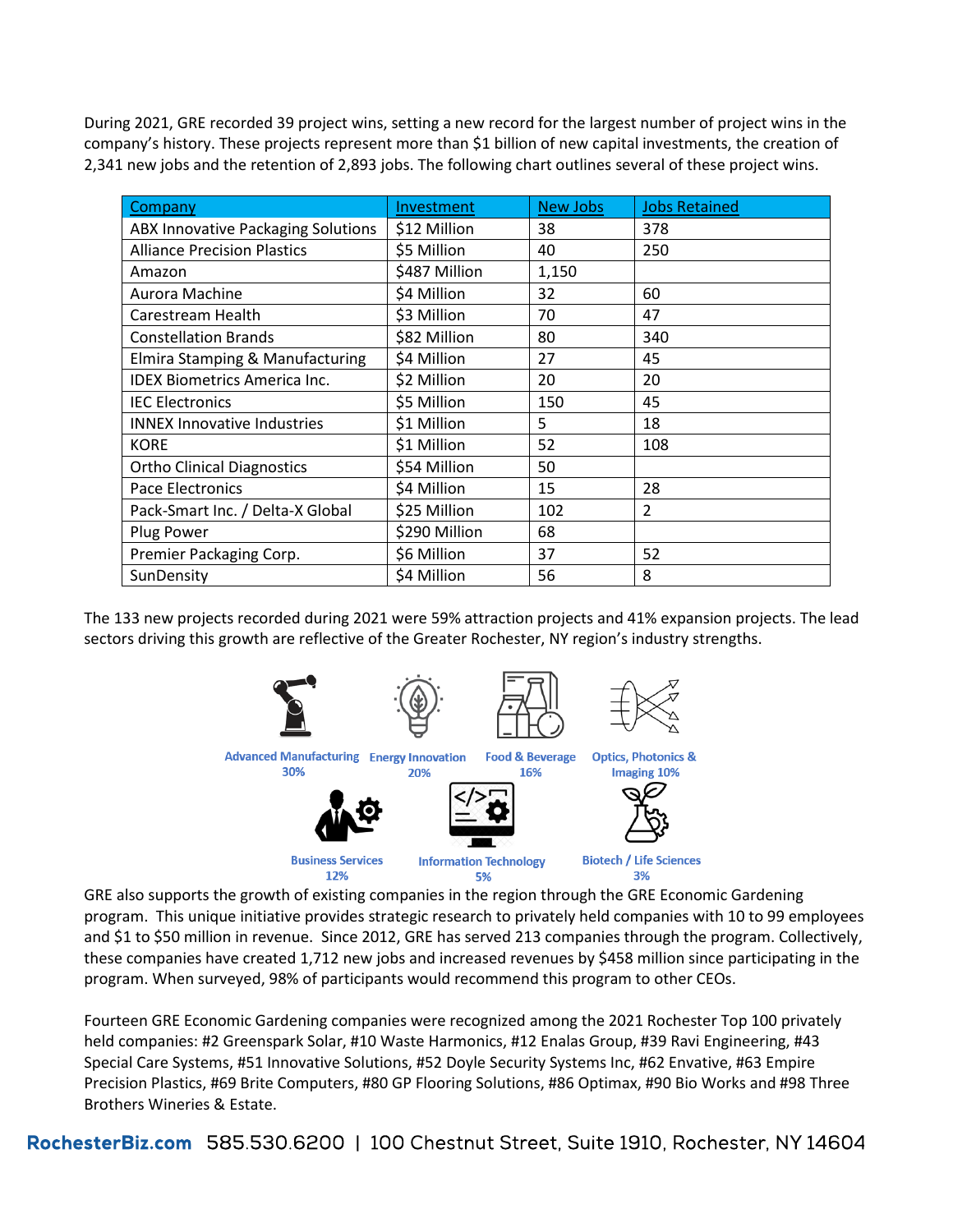During 2021, GRE recorded 39 project wins, setting a new record for the largest number of project wins in the company's history. These projects represent more than $1 billion of new capital investments, the creation of 2,341 new jobs and the retention of 2,893 jobs. The following chart outlines several of these project wins.

| Company | Investment | New Jobs | Jobs Retained |
|---|---|---|---|
| ABX Innovative Packaging Solutions | $12 Million | 38 | 378 |
| Alliance Precision Plastics | $5 Million | 40 | 250 |
| Amazon | $487 Million | 1,150 | |
| Aurora Machine | $4 Million | 32 | 60 |
| Carestream Health | $3 Million | 70 | 47 |
| Constellation Brands | $82 Million | 80 | 340 |
| Elmira Stamping & Manufacturing | $4 Million | 27 | 45 |
| IDEX Biometrics America Inc. | $2 Million | 20 | 20 |
| IEC Electronics | $5 Million | 150 | 45 |
| INNEX Innovative Industries | $1 Million | 5 | 18 |
| KORE | $1 Million | 52 | 108 |
| Ortho Clinical Diagnostics | $54 Million | 50 | |
| Pace Electronics | $4 Million | 15 | 28 |
| Pack-Smart Inc. / Delta-X Global | $25 Million | 102 | 2 |
| Plug Power | $290 Million | 68 | |
| Premier Packaging Corp. | $6 Million | 37 | 52 |
| SunDensity | $4 Million | 56 | 8 |

The 133 new projects recorded during 2021 were 59% attraction projects and 41% expansion projects. The lead sectors driving this growth are reflective of the Greater Rochester, NY region's industry strengths.

Advanced Manufacturing 30%
Energy Innovation 20%
Food & Beverage 16%
Optics, Photonics & Imaging 10%
Business Services 12%
Information Technology 5%
Biotech / Life Sciences 3%

GRE also supports the growth of existing companies in the region through the GRE Economic Gardening program. This unique initiative provides strategic research to privately held companies with 10 to 99 employees and $1 to $50 million in revenue. Since 2012, GRE has served 213 companies through the program. Collectively, these companies have created 1,712 new jobs and increased revenues by $458 million since participating in the program. When surveyed, 98% of participants would recommend this program to other CEOs.

Fourteen GRE Economic Gardening companies were recognized among the 2021 Rochester Top 100 privately held companies: #2 Greenspark Solar, #10 Waste Harmonics, #12 Enalas Group, #39 Ravi Engineering, #43 Special Care Systems, #51 Innovative Solutions, #52 Doyle Security Systems Inc, #62 Envative, #63 Empire Precision Plastics, #69 Brite Computers, #80 GP Flooring Solutions, #86 Optimax, #90 Bio Works and #98 Three Brothers Wineries & Estate.

RochesterBiz.com 585.530.6200 | 100 Chestnut Street, Suite 1910, Rochester, NY 14604